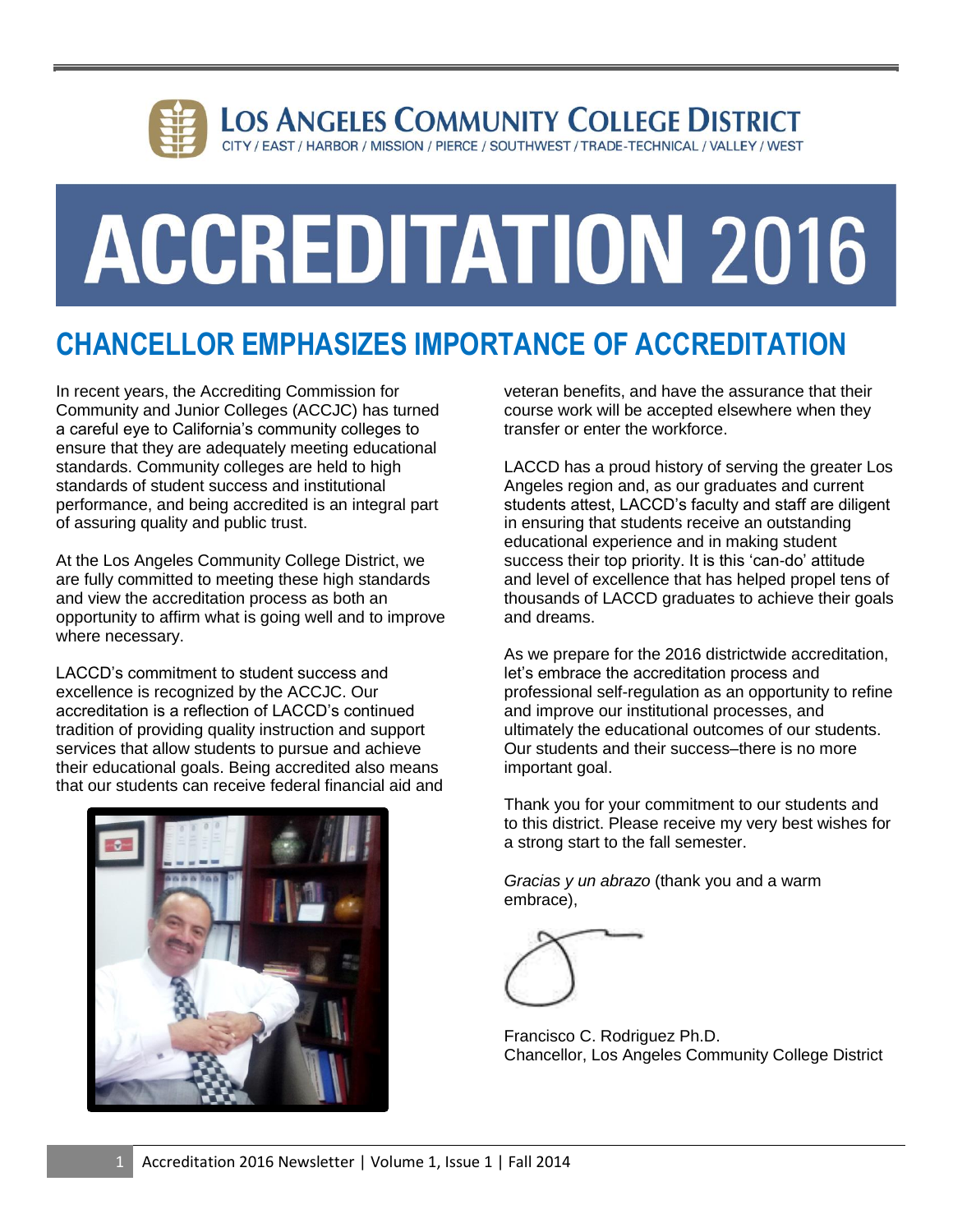# LOS ANGELES COMMUNITY COLLEGE DISTRICT

CITY / EAST / HARBOR / MISSION / PIERCE / SOUTHWEST / TRADE-TECHNICAL / VALLEY / WEST

# ACCREDITATION 2016

## CHANCELLOR EMPHASIZES IMPORTANCE OF ACCREDITATION

In recent years, the Accrediting Commission for Community and Junior Colleges (ACCJC) has turned a careful eye to California's community colleges to ensure that they are adequately meeting educational standards. Community colleges are held to high standards of student success and institutional performance, and being accredited is an integral part of assuring quality and public trust.

At the Los Angeles Community College District, we are fully committed to meeting these high standards and view the accreditation process as both an opportunity to affirm what is going well and to improve where necessary.

LACCD's commitment to student success and excellence is recognized by the ACCJC. Our accreditation is a reflection of LACCD's continued tradition of providing quality instruction and support services that allow students to pursue and achieve their educational goals. Being accredited also means that our students can receive federal financial aid and veteran benefits, and have the assurance that their course work will be accepted elsewhere when they transfer or enter the workforce.

LACCD has a proud history of serving the greater Los Angeles region and, as our graduates and current students attest, LACCD's faculty and staff are diligent in ensuring that students receive an outstanding educational experience and in making student success their top priority. It is this 'can-do' attitude and level of excellence that has helped propel tens of thousands of LACCD graduates to achieve their goals and dreams.

As we prepare for the 2016 districtwide accreditation, let's embrace the accreditation process and professional self-regulation as an opportunity to refine and improve our institutional processes, and ultimately the educational outcomes of our students. Our students and their success–there is no more important goal.

Thank you for your commitment to our students and to this district. Please receive my very best wishes for a strong start to the fall semester.

*Gracias y un abrazo* (thank you and a warm embrace),

Francisco C. Rodriguez Ph.D.
Chancellor, Los Angeles Community College District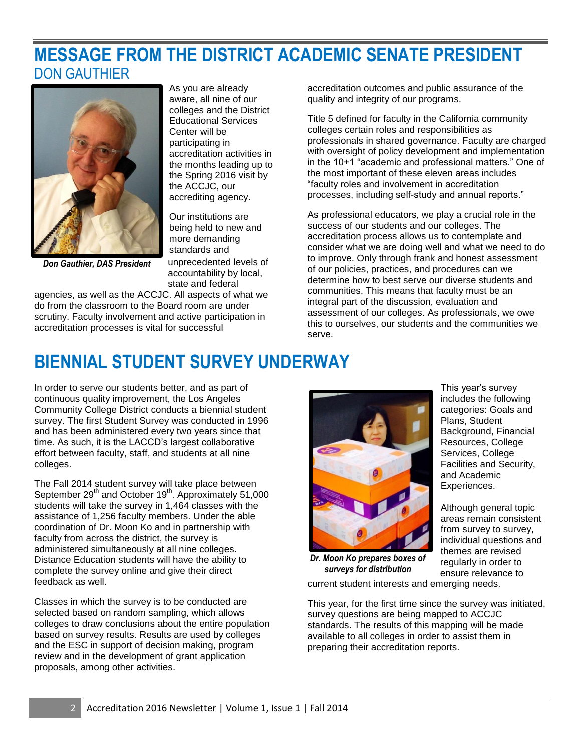# MESSAGE FROM THE DISTRICT ACADEMIC SENATE PRESIDENT

## DON GAUTHIER

***Don Gauthier, DAS President***

As you are already aware, all nine of our colleges and the District Educational Services Center will be participating in accreditation activities in the months leading up to the Spring 2016 visit by the ACCJC, our accrediting agency.

Our institutions are being held to new and more demanding standards and unprecedented levels of accountability by local, state and federal agencies, as well as the ACCJC. All aspects of what we do from the classroom to the Board room are under scrutiny. Faculty involvement and active participation in accreditation processes is vital for successful accreditation outcomes and public assurance of the quality and integrity of our programs.

Title 5 defined for faculty in the California community colleges certain roles and responsibilities as professionals in shared governance. Faculty are charged with oversight of policy development and implementation in the 10+1 "academic and professional matters." One of the most important of these eleven areas includes "faculty roles and involvement in accreditation processes, including self-study and annual reports."

As professional educators, we play a crucial role in the success of our students and our colleges. The accreditation process allows us to contemplate and consider what we are doing well and what we need to do to improve. Only through frank and honest assessment of our policies, practices, and procedures can we determine how to best serve our diverse students and communities. This means that faculty must be an integral part of the discussion, evaluation and assessment of our colleges. As professionals, we owe this to ourselves, our students and the communities we serve.

# BIENNIAL STUDENT SURVEY UNDERWAY

In order to serve our students better, and as part of continuous quality improvement, the Los Angeles Community College District conducts a biennial student survey. The first Student Survey was conducted in 1996 and has been administered every two years since that time. As such, it is the LACCD's largest collaborative effort between faculty, staff, and students at all nine colleges.

The Fall 2014 student survey will take place between September 29th and October 19th. Approximately 51,000 students will take the survey in 1,464 classes with the assistance of 1,256 faculty members. Under the able coordination of Dr. Moon Ko and in partnership with faculty from across the district, the survey is administered simultaneously at all nine colleges. Distance Education students will have the ability to complete the survey online and give their direct feedback as well.

Classes in which the survey is to be conducted are selected based on random sampling, which allows colleges to draw conclusions about the entire population based on survey results. Results are used by colleges and the ESC in support of decision making, program review and in the development of grant application proposals, among other activities.

***Dr. Moon Ko prepares boxes of surveys for distribution***

This year's survey includes the following categories: Goals and Plans, Student Background, Financial Resources, College Services, College Facilities and Security, and Academic Experiences.

Although general topic areas remain consistent from survey to survey, individual questions and themes are revised regularly in order to ensure relevance to current student interests and emerging needs.

This year, for the first time since the survey was initiated, survey questions are being mapped to ACCJC standards. The results of this mapping will be made available to all colleges in order to assist them in preparing their accreditation reports.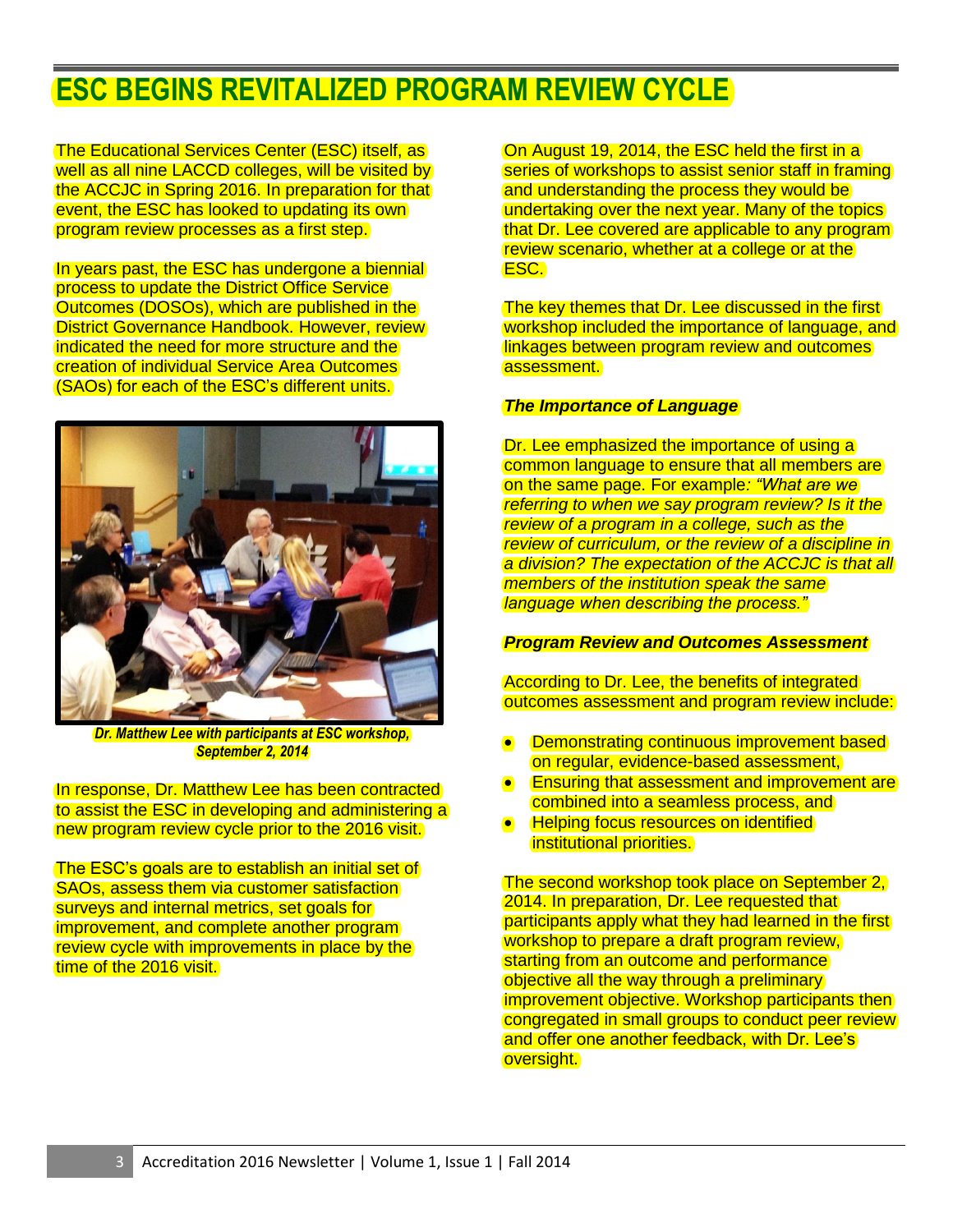# ESC BEGINS REVITALIZED PROGRAM REVIEW CYCLE

The Educational Services Center (ESC) itself, as well as all nine LACCD colleges, will be visited by the ACCJC in Spring 2016. In preparation for that event, the ESC has looked to updating its own program review processes as a first step.

In years past, the ESC has undergone a biennial process to update the District Office Service Outcomes (DOSOs), which are published in the District Governance Handbook. However, review indicated the need for more structure and the creation of individual Service Area Outcomes (SAOs) for each of the ESC's different units.

***Dr. Matthew Lee with participants at ESC workshop, September 2, 2014***

In response, Dr. Matthew Lee has been contracted to assist the ESC in developing and administering a new program review cycle prior to the 2016 visit.

The ESC's goals are to establish an initial set of SAOs, assess them via customer satisfaction surveys and internal metrics, set goals for improvement, and complete another program review cycle with improvements in place by the time of the 2016 visit.

On August 19, 2014, the ESC held the first in a series of workshops to assist senior staff in framing and understanding the process they would be undertaking over the next year. Many of the topics that Dr. Lee covered are applicable to any program review scenario, whether at a college or at the ESC.

The key themes that Dr. Lee discussed in the first workshop included the importance of language, and linkages between program review and outcomes assessment.

***The Importance of Language***

Dr. Lee emphasized the importance of using a common language to ensure that all members are on the same page. For example*: "What are we referring to when we say program review? Is it the review of a program in a college, such as the review of curriculum, or the review of a discipline in a division? The expectation of the ACCJC is that all members of the institution speak the same language when describing the process."*

***Program Review and Outcomes Assessment***

According to Dr. Lee, the benefits of integrated outcomes assessment and program review include:

- Demonstrating continuous improvement based on regular, evidence-based assessment,
- Ensuring that assessment and improvement are combined into a seamless process, and
- Helping focus resources on identified institutional priorities.

The second workshop took place on September 2, 2014. In preparation, Dr. Lee requested that participants apply what they had learned in the first workshop to prepare a draft program review, starting from an outcome and performance objective all the way through a preliminary improvement objective. Workshop participants then congregated in small groups to conduct peer review and offer one another feedback, with Dr. Lee's oversight.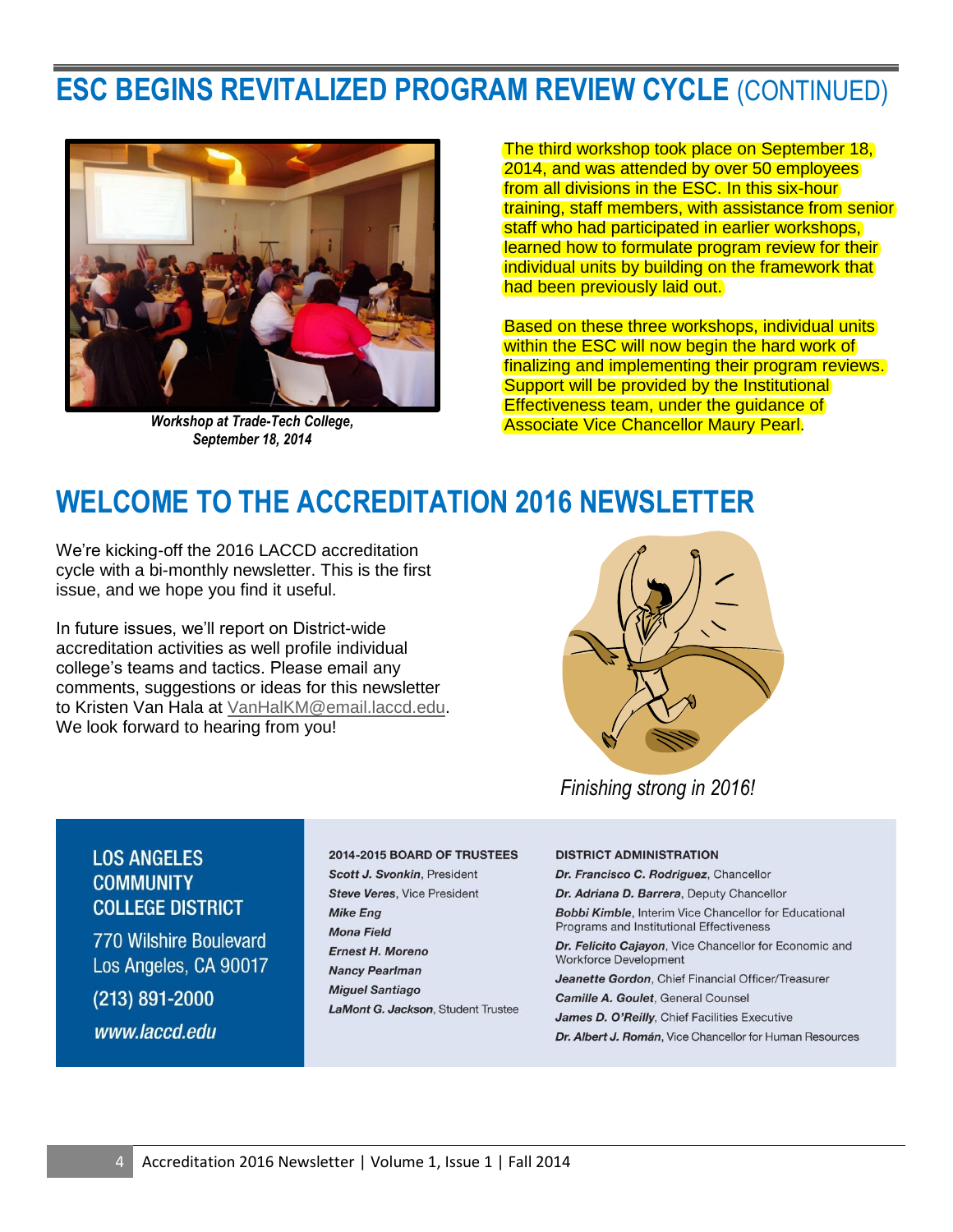# ESC BEGINS REVITALIZED PROGRAM REVIEW CYCLE (CONTINUED)

*Workshop at Trade-Tech College, September 18, 2014*

The third workshop took place on September 18, 2014, and was attended by over 50 employees from all divisions in the ESC. In this six-hour training, staff members, with assistance from senior staff who had participated in earlier workshops, learned how to formulate program review for their individual units by building on the framework that had been previously laid out.

Based on these three workshops, individual units within the ESC will now begin the hard work of finalizing and implementing their program reviews. Support will be provided by the Institutional Effectiveness team, under the guidance of Associate Vice Chancellor Maury Pearl.

# WELCOME TO THE ACCREDITATION 2016 NEWSLETTER

We're kicking-off the 2016 LACCD accreditation cycle with a bi-monthly newsletter. This is the first issue, and we hope you find it useful.

In future issues, we'll report on District-wide accreditation activities as well profile individual college's teams and tactics. Please email any comments, suggestions or ideas for this newsletter to Kristen Van Hala at VanHalKM@email.laccd.edu. We look forward to hearing from you!

*Finishing strong in 2016!*

**LOS ANGELES COMMUNITY COLLEGE DISTRICT**

770 Wilshire Boulevard
Los Angeles, CA 90017

(213) 891-2000

*www.laccd.edu*

**2014-2015 BOARD OF TRUSTEES**

***Scott J. Svonkin***, President
***Steve Veres***, Vice President
***Mike Eng***
***Mona Field***
***Ernest H. Moreno***
***Nancy Pearlman***
***Miguel Santiago***
***LaMont G. Jackson***, Student Trustee

**DISTRICT ADMINISTRATION**

***Dr. Francisco C. Rodriguez***, Chancellor
***Dr. Adriana D. Barrera***, Deputy Chancellor
***Bobbi Kimble***, Interim Vice Chancellor for Educational Programs and Institutional Effectiveness
***Dr. Felicito Cajayon***, Vice Chancellor for Economic and Workforce Development
***Jeanette Gordon***, Chief Financial Officer/Treasurer
***Camille A. Goulet***, General Counsel
***James D. O'Reilly***, Chief Facilities Executive
***Dr. Albert J. Román***, Vice Chancellor for Human Resources